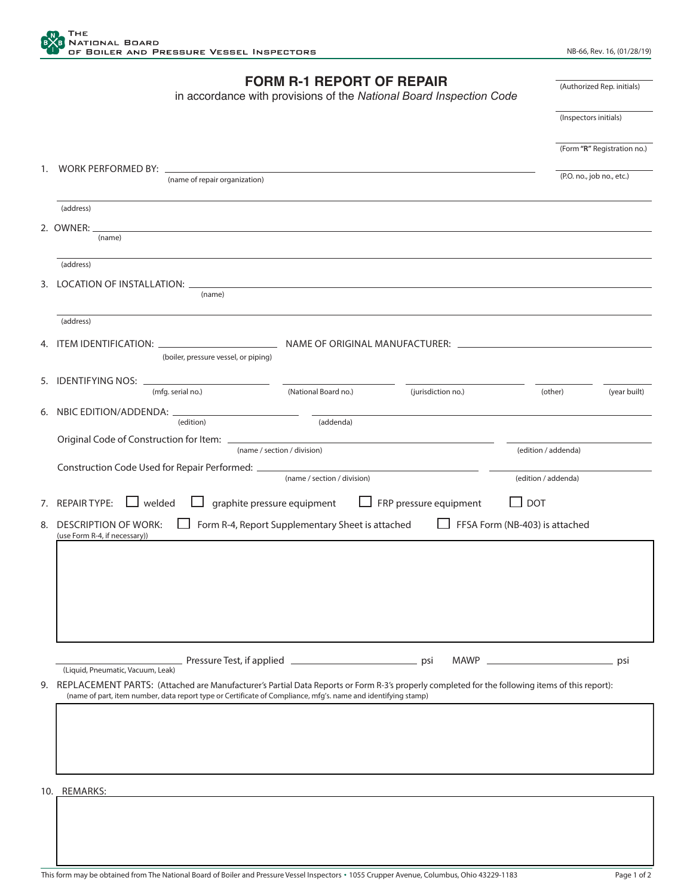THE NATIONAL BOARD OF BOILER AND PRESSURE VESSEL INSPECTORS

NB-66, Rev. 16, (01/28/19)

# FORM R-1 REPORT OF REPAIR

in accordance with provisions of the *National Board Inspection Code*

(Authorized Rep. initials)

(Inspectors initials)

(Form **"R"** Registration no.)

(P.O. no., job no., etc.)

1. WORK PERFORMED BY: ______________________________
   (name of repair organization)

   ______________________________
   (address)

2. OWNER: ______________________________
   (name)

   ______________________________
   (address)

3. LOCATION OF INSTALLATION: ______________________________
   (name)

   ______________________________
   (address)

4. ITEM IDENTIFICATION: ____________ NAME OF ORIGINAL MANUFACTURER: ____________
   (boiler, pressure vessel, or piping)

5. IDENTIFYING NOS: ____________ ____________ ____________ ____________ ____________
   (mfg. serial no.) (National Board no.) (jurisdiction no.) (other) (year built)

6. NBIC EDITION/ADDENDA: ____________ ____________
   (edition) (addenda)

   Original Code of Construction for Item: ____________ ____________
   (name / section / division) (edition / addenda)

   Construction Code Used for Repair Performed: ____________ ____________
   (name / section / division) (edition / addenda)

7. REPAIR TYPE: ☐ welded ☐ graphite pressure equipment ☐ FRP pressure equipment ☐ DOT

8. DESCRIPTION OF WORK: ☐ Form R-4, Report Supplementary Sheet is attached ☐ FFSA Form (NB-403) is attached
   (use Form R-4, if necessary))

   ______________________________

   ____________ Pressure Test, if applied ____________ psi MAWP ____________ psi
   (Liquid, Pneumatic, Vacuum, Leak)

9. REPLACEMENT PARTS: (Attached are Manufacturer's Partial Data Reports or Form R-3's properly completed for the following items of this report):
   (name of part, item number, data report type or Certificate of Compliance, mfg's. name and identifying stamp)

   ______________________________

10. REMARKS:

    ______________________________

This form may be obtained from The National Board of Boiler and Pressure Vessel Inspectors • 1055 Crupper Avenue, Columbus, Ohio 43229-1183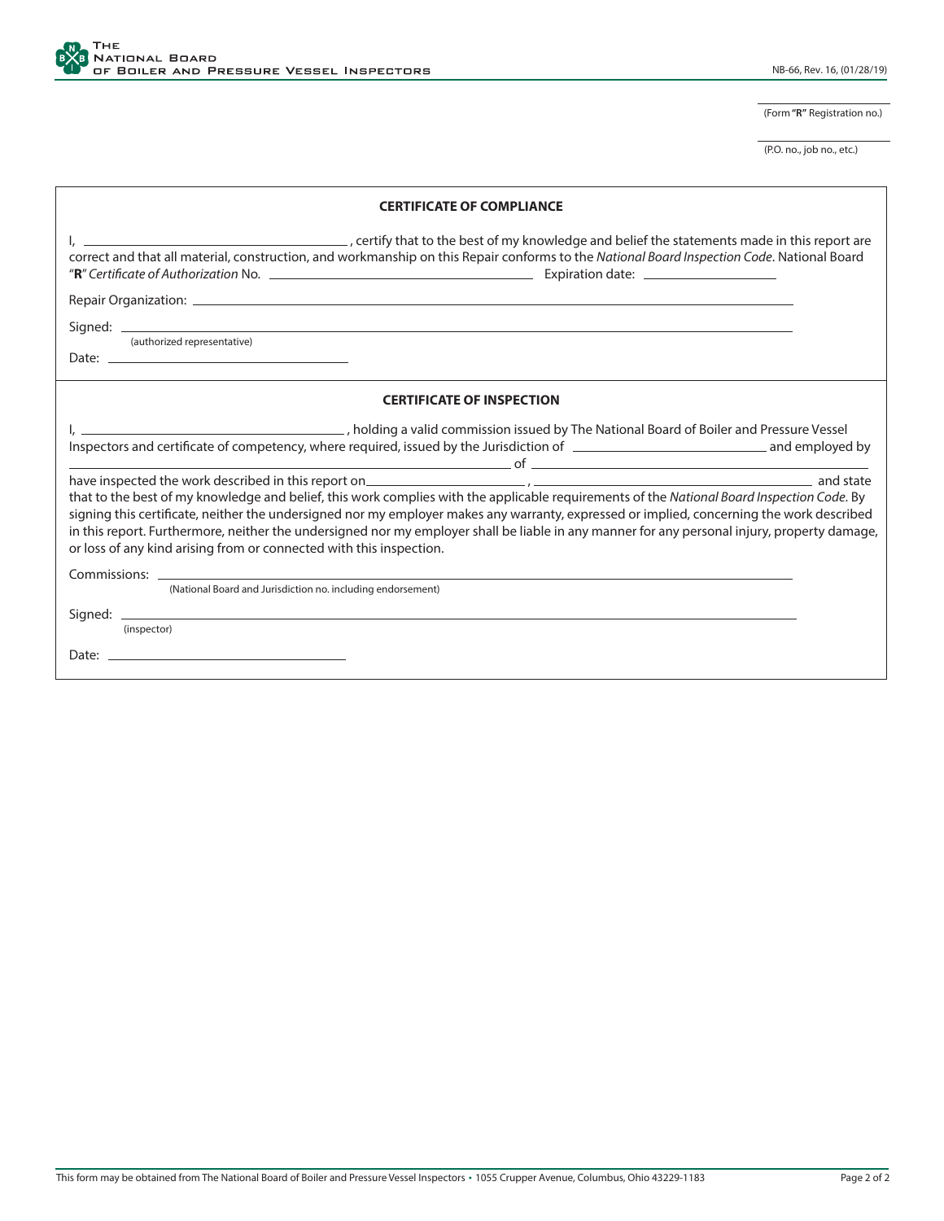(Form "**R**" Registration no.)

(P.O. no., job no., etc.)

## CERTIFICATE OF COMPLIANCE

I, ______________________________, certify that to the best of my knowledge and belief the statements made in this report are correct and that all material, construction, and workmanship on this Repair conforms to the *National Board Inspection Code*. National Board "**R**" *Certificate of Authorization* No. ______________________________ Expiration date: ______________

Repair Organization: ______________________________________________________________

Signed: ______________________________________________________________
(authorized representative)

Date: ______________________

## CERTIFICATE OF INSPECTION

I, ______________________________, holding a valid commission issued by The National Board of Boiler and Pressure Vessel Inspectors and certificate of competency, where required, issued by the Jurisdiction of ____________________ and employed by ______________________________ of ______________________________

have inspected the work described in this report on ______________, ______________________________ and state that to the best of my knowledge and belief, this work complies with the applicable requirements of the *National Board Inspection Code*. By signing this certificate, neither the undersigned nor my employer makes any warranty, expressed or implied, concerning the work described in this report. Furthermore, neither the undersigned nor my employer shall be liable in any manner for any personal injury, property damage, or loss of any kind arising from or connected with this inspection.

Commissions: ______________________________________________________________
(National Board and Jurisdiction no. including endorsement)

Signed: ______________________________________________________________
(inspector)

Date: ______________________

This form may be obtained from The National Board of Boiler and Pressure Vessel Inspectors • 1055 Crupper Avenue, Columbus, Ohio 43229-1183